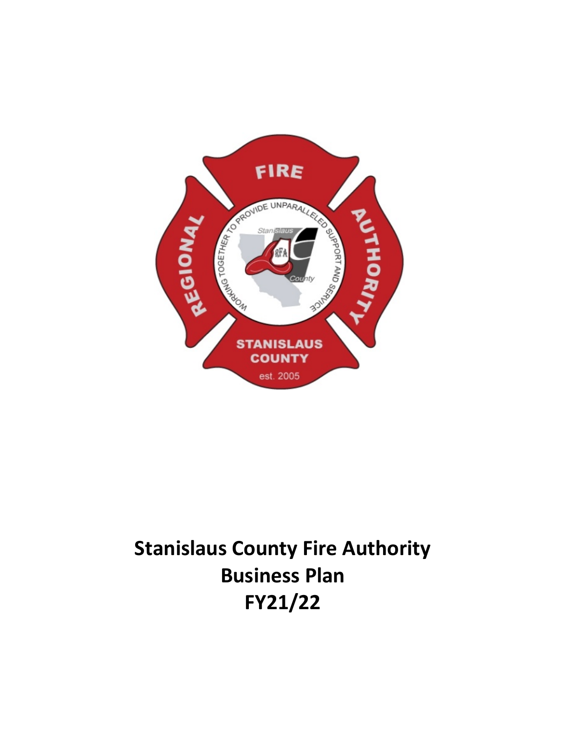# Stanislaus County Fire Authority
# Business Plan
# FY21/22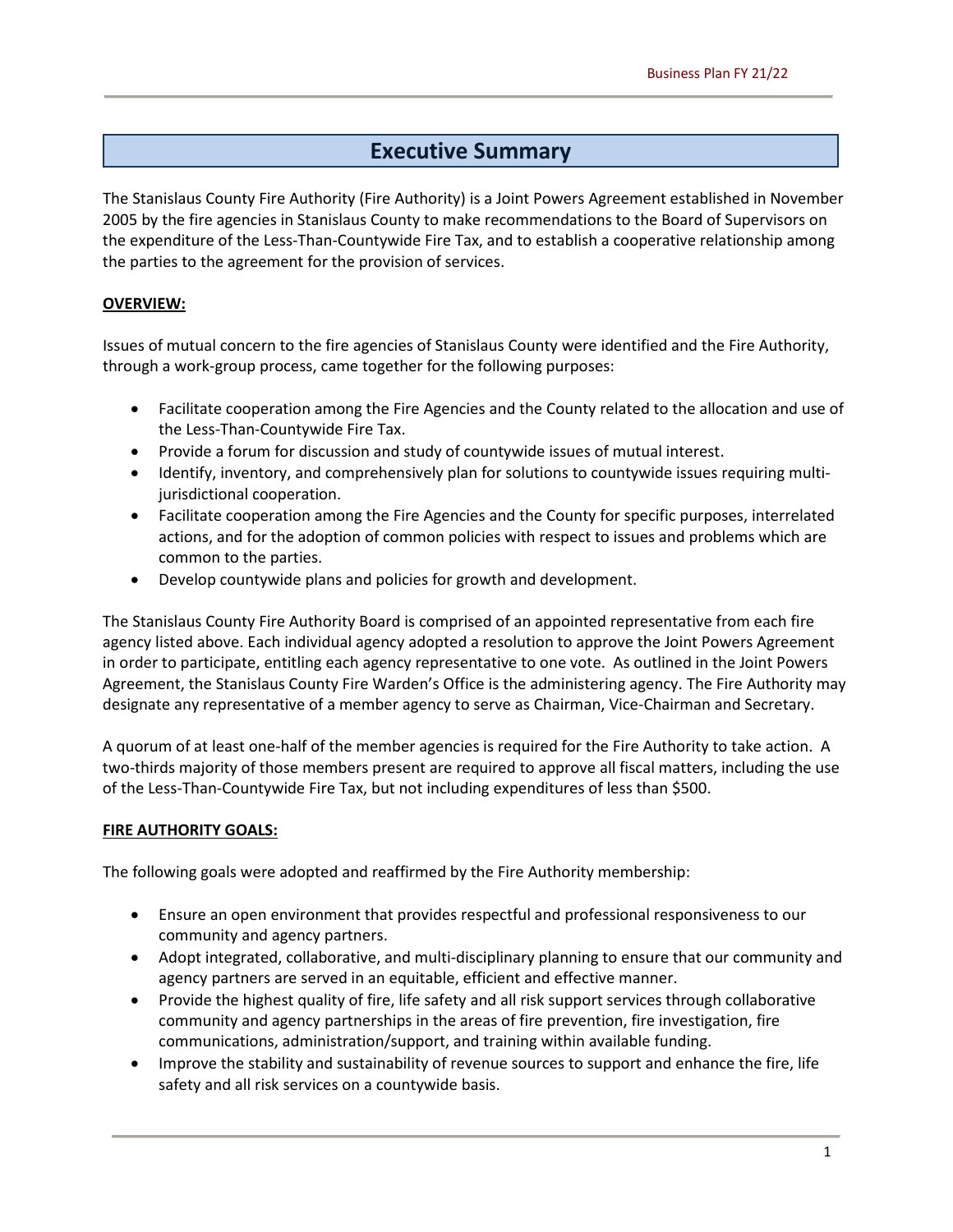# Executive Summary

The Stanislaus County Fire Authority (Fire Authority) is a Joint Powers Agreement established in November 2005 by the fire agencies in Stanislaus County to make recommendations to the Board of Supervisors on the expenditure of the Less-Than-Countywide Fire Tax, and to establish a cooperative relationship among the parties to the agreement for the provision of services.

## OVERVIEW:

Issues of mutual concern to the fire agencies of Stanislaus County were identified and the Fire Authority, through a work-group process, came together for the following purposes:

- Facilitate cooperation among the Fire Agencies and the County related to the allocation and use of the Less-Than-Countywide Fire Tax.
- Provide a forum for discussion and study of countywide issues of mutual interest.
- Identify, inventory, and comprehensively plan for solutions to countywide issues requiring multi-jurisdictional cooperation.
- Facilitate cooperation among the Fire Agencies and the County for specific purposes, interrelated actions, and for the adoption of common policies with respect to issues and problems which are common to the parties.
- Develop countywide plans and policies for growth and development.

The Stanislaus County Fire Authority Board is comprised of an appointed representative from each fire agency listed above. Each individual agency adopted a resolution to approve the Joint Powers Agreement in order to participate, entitling each agency representative to one vote. As outlined in the Joint Powers Agreement, the Stanislaus County Fire Warden's Office is the administering agency. The Fire Authority may designate any representative of a member agency to serve as Chairman, Vice-Chairman and Secretary.

A quorum of at least one-half of the member agencies is required for the Fire Authority to take action. A two-thirds majority of those members present are required to approve all fiscal matters, including the use of the Less-Than-Countywide Fire Tax, but not including expenditures of less than $500.

## FIRE AUTHORITY GOALS:

The following goals were adopted and reaffirmed by the Fire Authority membership:

- Ensure an open environment that provides respectful and professional responsiveness to our community and agency partners.
- Adopt integrated, collaborative, and multi-disciplinary planning to ensure that our community and agency partners are served in an equitable, efficient and effective manner.
- Provide the highest quality of fire, life safety and all risk support services through collaborative community and agency partnerships in the areas of fire prevention, fire investigation, fire communications, administration/support, and training within available funding.
- Improve the stability and sustainability of revenue sources to support and enhance the fire, life safety and all risk services on a countywide basis.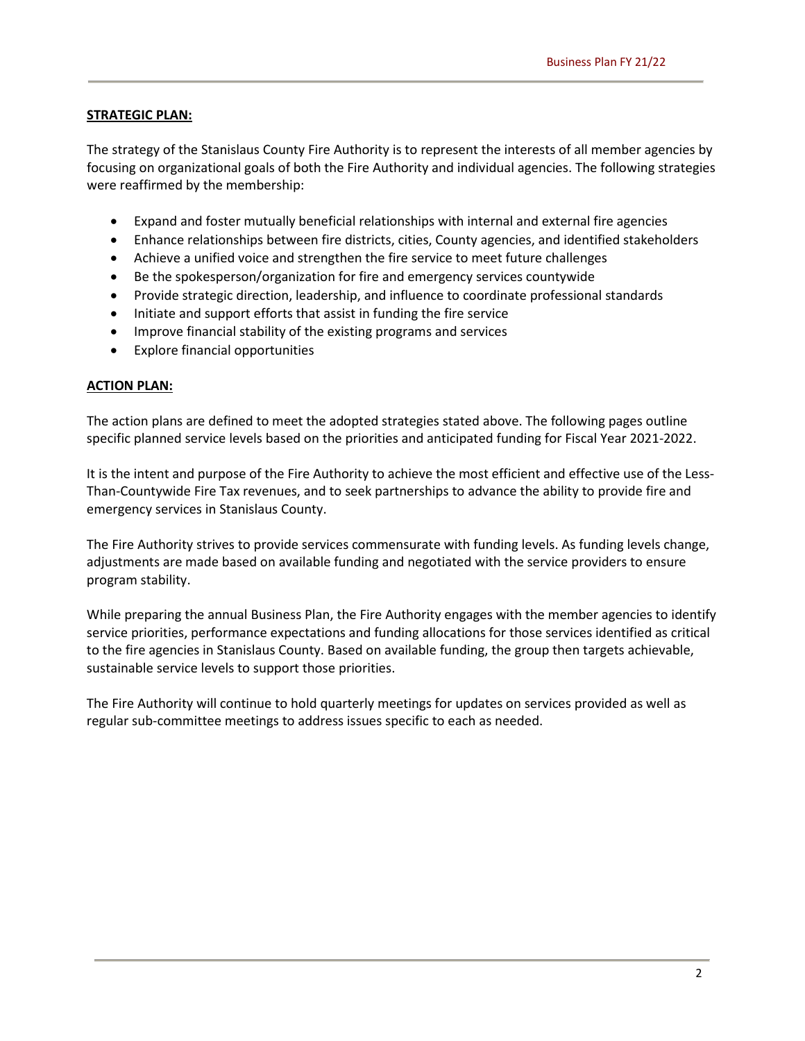## STRATEGIC PLAN:

The strategy of the Stanislaus County Fire Authority is to represent the interests of all member agencies by focusing on organizational goals of both the Fire Authority and individual agencies. The following strategies were reaffirmed by the membership:

- Expand and foster mutually beneficial relationships with internal and external fire agencies
- Enhance relationships between fire districts, cities, County agencies, and identified stakeholders
- Achieve a unified voice and strengthen the fire service to meet future challenges
- Be the spokesperson/organization for fire and emergency services countywide
- Provide strategic direction, leadership, and influence to coordinate professional standards
- Initiate and support efforts that assist in funding the fire service
- Improve financial stability of the existing programs and services
- Explore financial opportunities

## ACTION PLAN:

The action plans are defined to meet the adopted strategies stated above. The following pages outline specific planned service levels based on the priorities and anticipated funding for Fiscal Year 2021-2022.

It is the intent and purpose of the Fire Authority to achieve the most efficient and effective use of the Less-Than-Countywide Fire Tax revenues, and to seek partnerships to advance the ability to provide fire and emergency services in Stanislaus County.

The Fire Authority strives to provide services commensurate with funding levels. As funding levels change, adjustments are made based on available funding and negotiated with the service providers to ensure program stability.

While preparing the annual Business Plan, the Fire Authority engages with the member agencies to identify service priorities, performance expectations and funding allocations for those services identified as critical to the fire agencies in Stanislaus County. Based on available funding, the group then targets achievable, sustainable service levels to support those priorities.

The Fire Authority will continue to hold quarterly meetings for updates on services provided as well as regular sub-committee meetings to address issues specific to each as needed.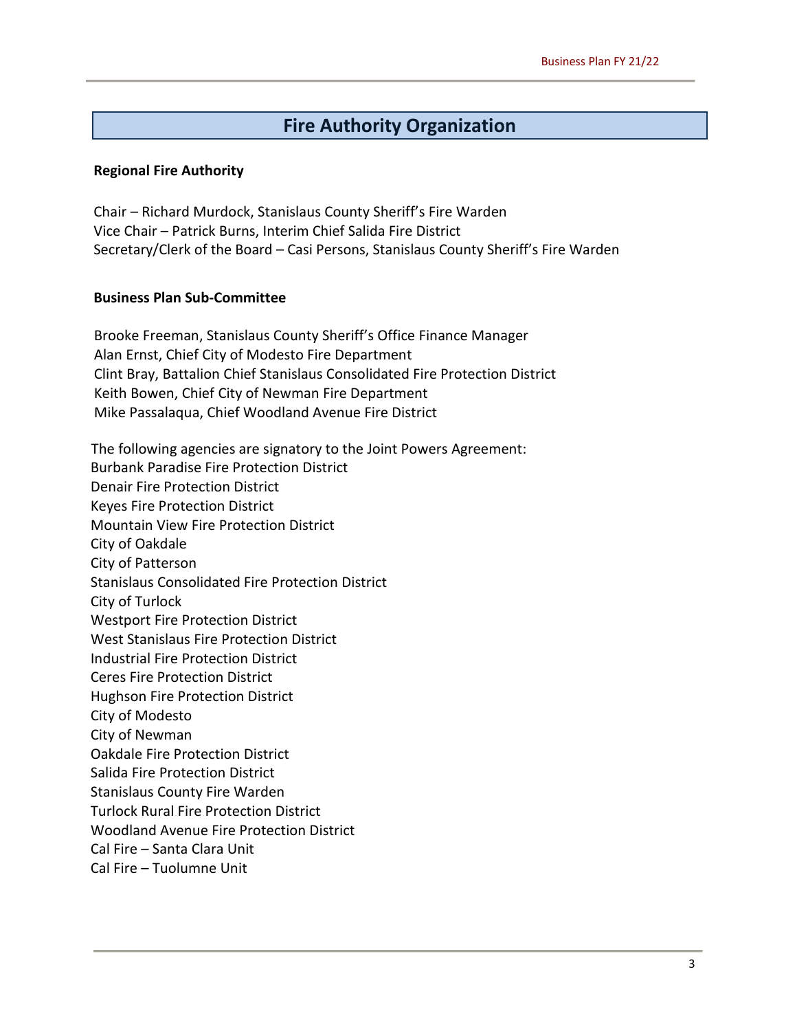# Fire Authority Organization

**Regional Fire Authority**

Chair – Richard Murdock, Stanislaus County Sheriff's Fire Warden
Vice Chair – Patrick Burns, Interim Chief Salida Fire District
Secretary/Clerk of the Board – Casi Persons, Stanislaus County Sheriff's Fire Warden

**Business Plan Sub-Committee**

Brooke Freeman, Stanislaus County Sheriff's Office Finance Manager
Alan Ernst, Chief City of Modesto Fire Department
Clint Bray, Battalion Chief Stanislaus Consolidated Fire Protection District
Keith Bowen, Chief City of Newman Fire Department
Mike Passalaqua, Chief Woodland Avenue Fire District

The following agencies are signatory to the Joint Powers Agreement:
Burbank Paradise Fire Protection District
Denair Fire Protection District
Keyes Fire Protection District
Mountain View Fire Protection District
City of Oakdale
City of Patterson
Stanislaus Consolidated Fire Protection District
City of Turlock
Westport Fire Protection District
West Stanislaus Fire Protection District
Industrial Fire Protection District
Ceres Fire Protection District
Hughson Fire Protection District
City of Modesto
City of Newman
Oakdale Fire Protection District
Salida Fire Protection District
Stanislaus County Fire Warden
Turlock Rural Fire Protection District
Woodland Avenue Fire Protection District
Cal Fire – Santa Clara Unit
Cal Fire – Tuolumne Unit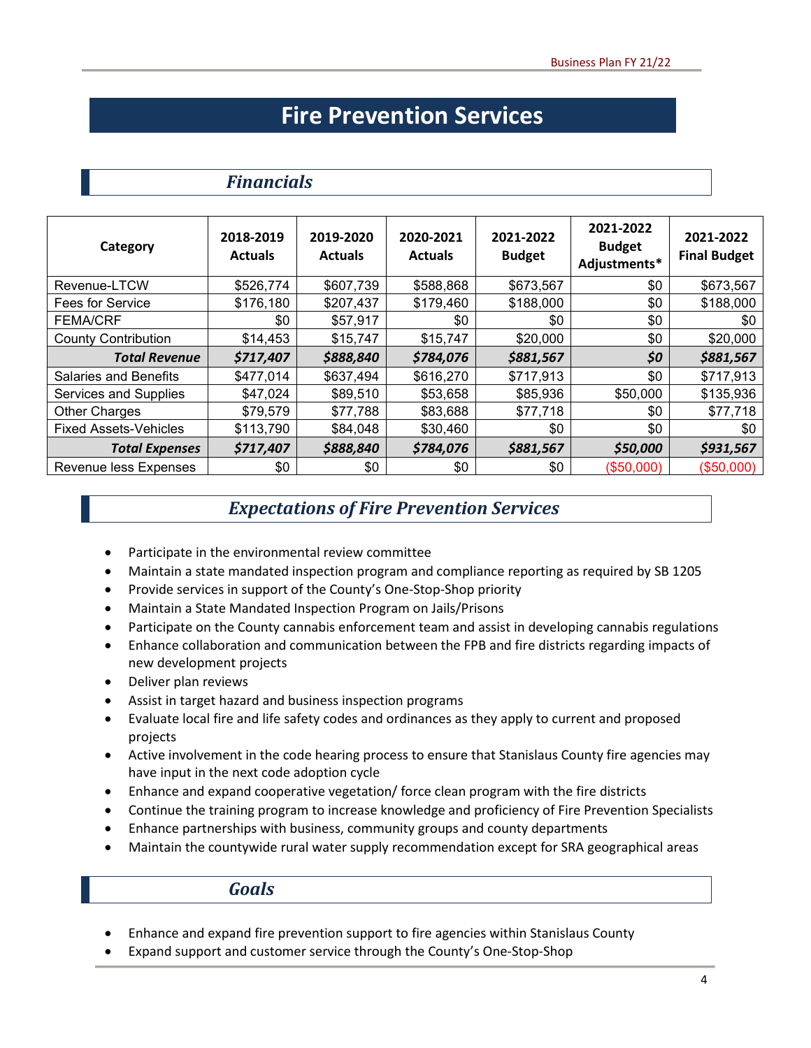# Fire Prevention Services

## *Financials*

| Category | 2018-2019 Actuals | 2019-2020 Actuals | 2020-2021 Actuals | 2021-2022 Budget | 2021-2022 Budget Adjustments* | 2021-2022 Final Budget |
|---|---|---|---|---|---|---|
| Revenue-LTCW | $526,774 | $607,739 | $588,868 | $673,567 | $0 | $673,567 |
| Fees for Service | $176,180 | $207,437 | $179,460 | $188,000 | $0 | $188,000 |
| FEMA/CRF | $0 | $57,917 | $0 | $0 | $0 | $0 |
| County Contribution | $14,453 | $15,747 | $15,747 | $20,000 | $0 | $20,000 |
| ***Total Revenue*** | ***$717,407*** | ***$888,840*** | ***$784,076*** | ***$881,567*** | ***$0*** | ***$881,567*** |
| Salaries and Benefits | $477,014 | $637,494 | $616,270 | $717,913 | $0 | $717,913 |
| Services and Supplies | $47,024 | $89,510 | $53,658 | $85,936 | $50,000 | $135,936 |
| Other Charges | $79,579 | $77,788 | $83,688 | $77,718 | $0 | $77,718 |
| Fixed Assets-Vehicles | $113,790 | $84,048 | $30,460 | $0 | $0 | $0 |
| ***Total Expenses*** | ***$717,407*** | ***$888,840*** | ***$784,076*** | ***$881,567*** | ***$50,000*** | ***$931,567*** |
| Revenue less Expenses | $0 | $0 | $0 | $0 | ($50,000) | ($50,000) |

## *Expectations of Fire Prevention Services*

- Participate in the environmental review committee
- Maintain a state mandated inspection program and compliance reporting as required by SB 1205
- Provide services in support of the County's One-Stop-Shop priority
- Maintain a State Mandated Inspection Program on Jails/Prisons
- Participate on the County cannabis enforcement team and assist in developing cannabis regulations
- Enhance collaboration and communication between the FPB and fire districts regarding impacts of new development projects
- Deliver plan reviews
- Assist in target hazard and business inspection programs
- Evaluate local fire and life safety codes and ordinances as they apply to current and proposed projects
- Active involvement in the code hearing process to ensure that Stanislaus County fire agencies may have input in the next code adoption cycle
- Enhance and expand cooperative vegetation/ force clean program with the fire districts
- Continue the training program to increase knowledge and proficiency of Fire Prevention Specialists
- Enhance partnerships with business, community groups and county departments
- Maintain the countywide rural water supply recommendation except for SRA geographical areas

## *Goals*

- Enhance and expand fire prevention support to fire agencies within Stanislaus County
- Expand support and customer service through the County's One-Stop-Shop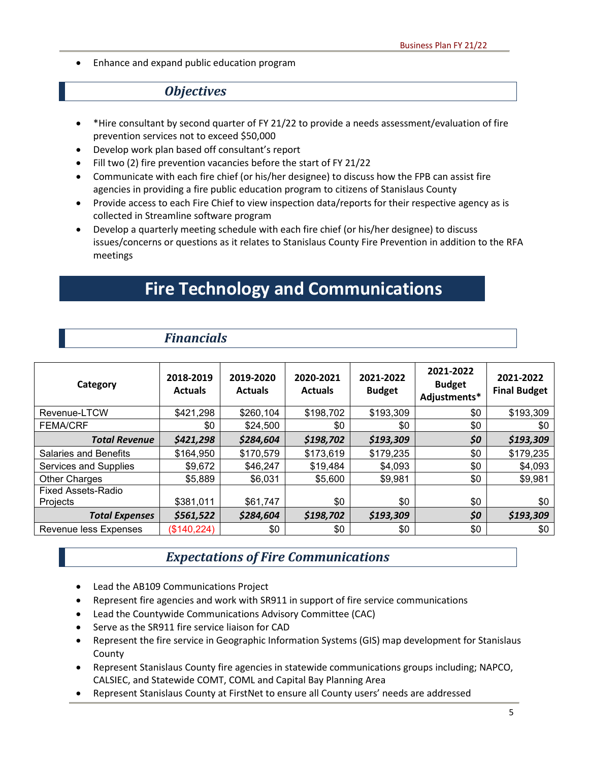- Enhance and expand public education program

## *Objectives*

- *Hire consultant by second quarter of FY 21/22 to provide a needs assessment/evaluation of fire prevention services not to exceed $50,000
- Develop work plan based off consultant's report
- Fill two (2) fire prevention vacancies before the start of FY 21/22
- Communicate with each fire chief (or his/her designee) to discuss how the FPB can assist fire agencies in providing a fire public education program to citizens of Stanislaus County
- Provide access to each Fire Chief to view inspection data/reports for their respective agency as is collected in Streamline software program
- Develop a quarterly meeting schedule with each fire chief (or his/her designee) to discuss issues/concerns or questions as it relates to Stanislaus County Fire Prevention in addition to the RFA meetings

# Fire Technology and Communications

## *Financials*

| Category | 2018-2019 Actuals | 2019-2020 Actuals | 2020-2021 Actuals | 2021-2022 Budget | 2021-2022 Budget Adjustments* | 2021-2022 Final Budget |
|---|---|---|---|---|---|---|
| Revenue-LTCW | $421,298 | $260,104 | $198,702 | $193,309 | $0 | $193,309 |
| FEMA/CRF | $0 | $24,500 | $0 | $0 | $0 | $0 |
| ***Total Revenue*** | ***$421,298*** | ***$284,604*** | ***$198,702*** | ***$193,309*** | ***$0*** | ***$193,309*** |
| Salaries and Benefits | $164,950 | $170,579 | $173,619 | $179,235 | $0 | $179,235 |
| Services and Supplies | $9,672 | $46,247 | $19,484 | $4,093 | $0 | $4,093 |
| Other Charges | $5,889 | $6,031 | $5,600 | $9,981 | $0 | $9,981 |
| Fixed Assets-Radio Projects | $381,011 | $61,747 | $0 | $0 | $0 | $0 |
| ***Total Expenses*** | ***$561,522*** | ***$284,604*** | ***$198,702*** | ***$193,309*** | ***$0*** | ***$193,309*** |
| Revenue less Expenses | ($140,224) | $0 | $0 | $0 | $0 | $0 |

## *Expectations of Fire Communications*

- Lead the AB109 Communications Project
- Represent fire agencies and work with SR911 in support of fire service communications
- Lead the Countywide Communications Advisory Committee (CAC)
- Serve as the SR911 fire service liaison for CAD
- Represent the fire service in Geographic Information Systems (GIS) map development for Stanislaus County
- Represent Stanislaus County fire agencies in statewide communications groups including; NAPCO, CALSIEC, and Statewide COMT, COML and Capital Bay Planning Area
- Represent Stanislaus County at FirstNet to ensure all County users' needs are addressed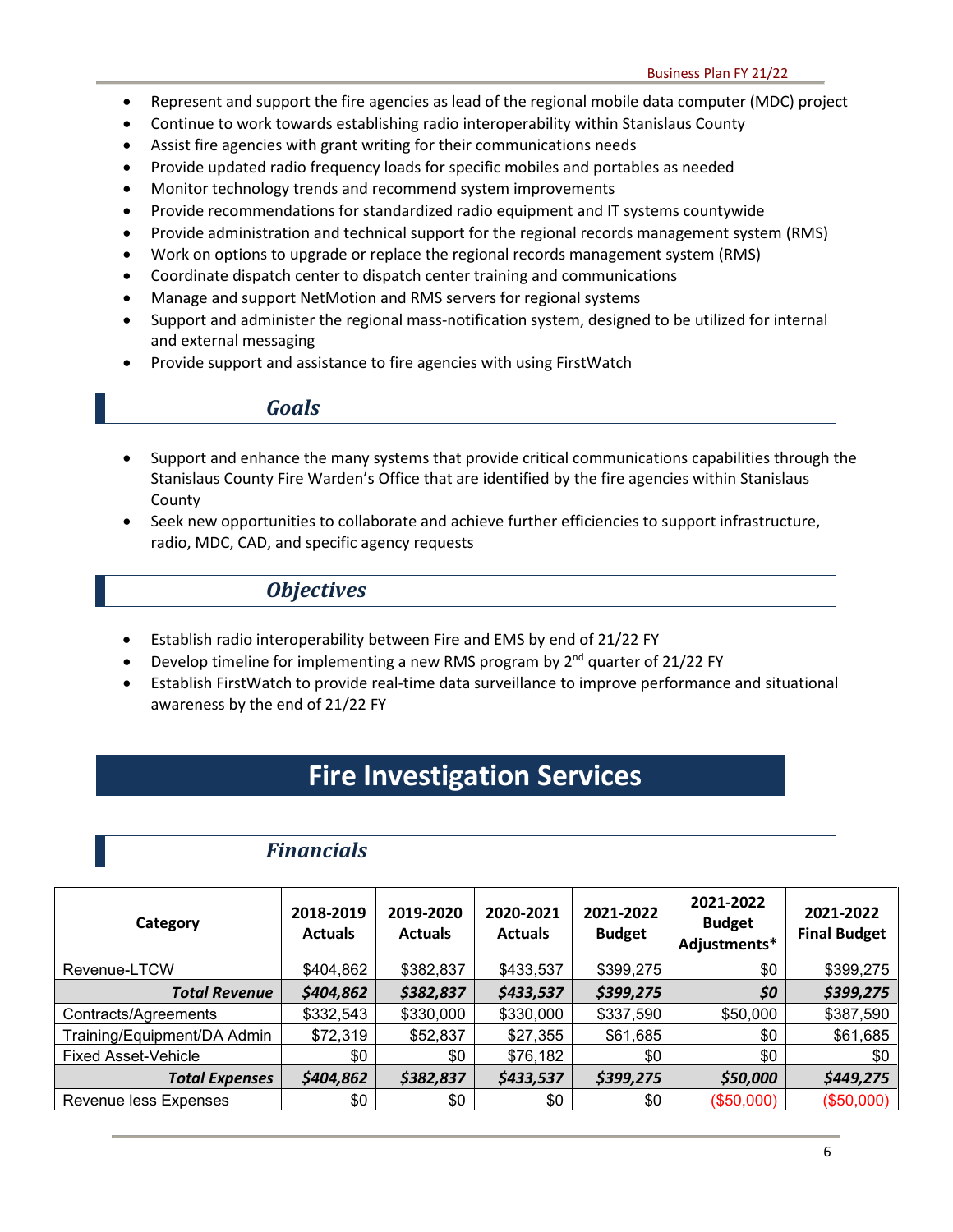- Represent and support the fire agencies as lead of the regional mobile data computer (MDC) project
- Continue to work towards establishing radio interoperability within Stanislaus County
- Assist fire agencies with grant writing for their communications needs
- Provide updated radio frequency loads for specific mobiles and portables as needed
- Monitor technology trends and recommend system improvements
- Provide recommendations for standardized radio equipment and IT systems countywide
- Provide administration and technical support for the regional records management system (RMS)
- Work on options to upgrade or replace the regional records management system (RMS)
- Coordinate dispatch center to dispatch center training and communications
- Manage and support NetMotion and RMS servers for regional systems
- Support and administer the regional mass-notification system, designed to be utilized for internal and external messaging
- Provide support and assistance to fire agencies with using FirstWatch

### *Goals*

- Support and enhance the many systems that provide critical communications capabilities through the Stanislaus County Fire Warden's Office that are identified by the fire agencies within Stanislaus County
- Seek new opportunities to collaborate and achieve further efficiencies to support infrastructure, radio, MDC, CAD, and specific agency requests

### *Objectives*

- Establish radio interoperability between Fire and EMS by end of 21/22 FY
- Develop timeline for implementing a new RMS program by 2nd quarter of 21/22 FY
- Establish FirstWatch to provide real-time data surveillance to improve performance and situational awareness by the end of 21/22 FY

# Fire Investigation Services

### *Financials*

| Category | 2018-2019 Actuals | 2019-2020 Actuals | 2020-2021 Actuals | 2021-2022 Budget | 2021-2022 Budget Adjustments* | 2021-2022 Final Budget |
|---|---|---|---|---|---|---|
| Revenue-LTCW | $404,862 | $382,837 | $433,537 | $399,275 | $0 | $399,275 |
| ***Total Revenue*** | ***$404,862*** | ***$382,837*** | ***$433,537*** | ***$399,275*** | ***$0*** | ***$399,275*** |
| Contracts/Agreements | $332,543 | $330,000 | $330,000 | $337,590 | $50,000 | $387,590 |
| Training/Equipment/DA Admin | $72,319 | $52,837 | $27,355 | $61,685 | $0 | $61,685 |
| Fixed Asset-Vehicle | $0 | $0 | $76,182 | $0 | $0 | $0 |
| ***Total Expenses*** | ***$404,862*** | ***$382,837*** | ***$433,537*** | ***$399,275*** | ***$50,000*** | ***$449,275*** |
| Revenue less Expenses | $0 | $0 | $0 | $0 | ($50,000) | ($50,000) |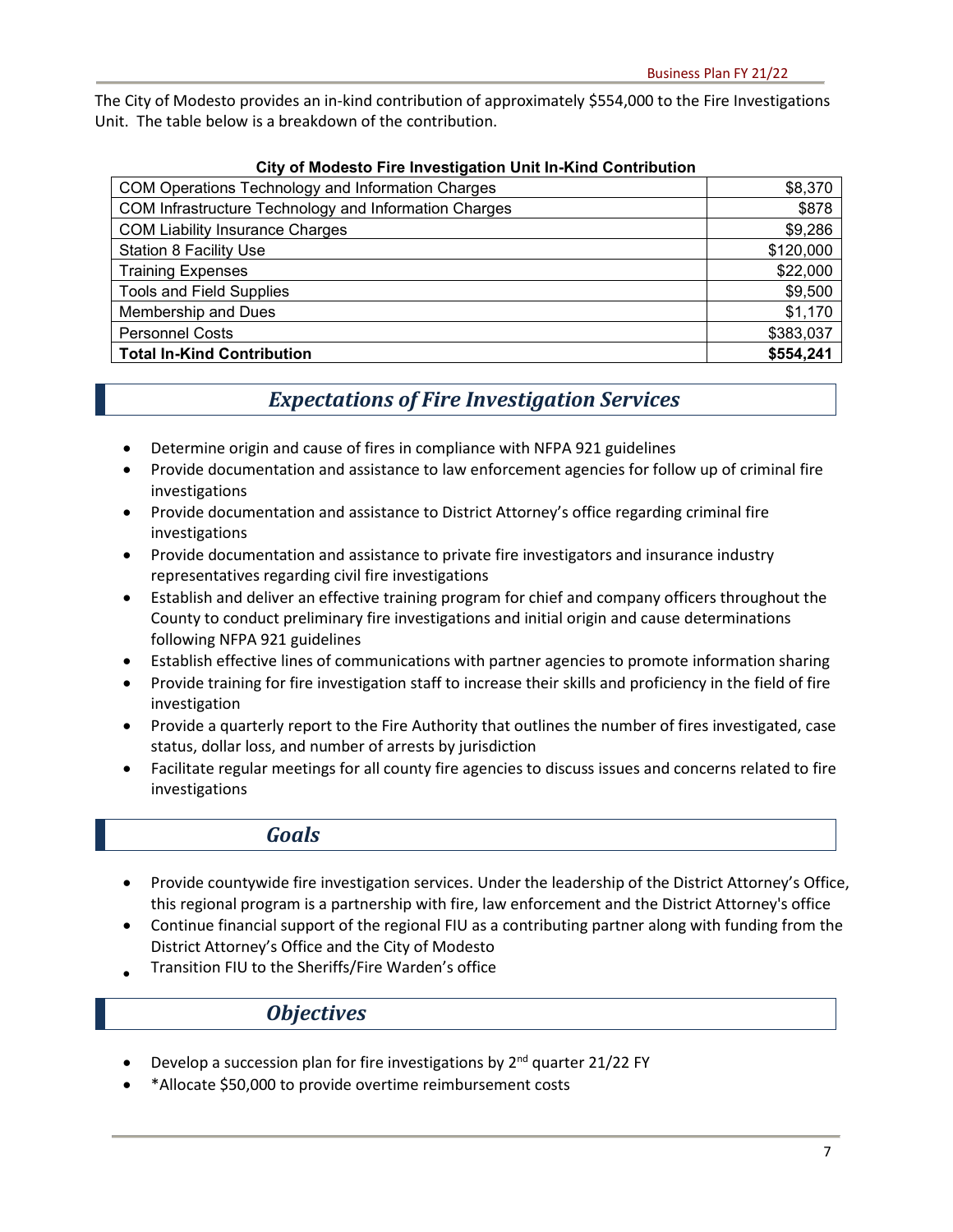The City of Modesto provides an in-kind contribution of approximately $554,000 to the Fire Investigations Unit. The table below is a breakdown of the contribution.

**City of Modesto Fire Investigation Unit In-Kind Contribution**

| Item | Amount |
|---|---|
| COM Operations Technology and Information Charges | $8,370 |
| COM Infrastructure Technology and Information Charges | $878 |
| COM Liability Insurance Charges | $9,286 |
| Station 8 Facility Use | $120,000 |
| Training Expenses | $22,000 |
| Tools and Field Supplies | $9,500 |
| Membership and Dues | $1,170 |
| Personnel Costs | $383,037 |
| **Total In-Kind Contribution** | **$554,241** |

## *Expectations of Fire Investigation Services*

- Determine origin and cause of fires in compliance with NFPA 921 guidelines
- Provide documentation and assistance to law enforcement agencies for follow up of criminal fire investigations
- Provide documentation and assistance to District Attorney's office regarding criminal fire investigations
- Provide documentation and assistance to private fire investigators and insurance industry representatives regarding civil fire investigations
- Establish and deliver an effective training program for chief and company officers throughout the County to conduct preliminary fire investigations and initial origin and cause determinations following NFPA 921 guidelines
- Establish effective lines of communications with partner agencies to promote information sharing
- Provide training for fire investigation staff to increase their skills and proficiency in the field of fire investigation
- Provide a quarterly report to the Fire Authority that outlines the number of fires investigated, case status, dollar loss, and number of arrests by jurisdiction
- Facilitate regular meetings for all county fire agencies to discuss issues and concerns related to fire investigations

## *Goals*

- Provide countywide fire investigation services. Under the leadership of the District Attorney's Office, this regional program is a partnership with fire, law enforcement and the District Attorney's office
- Continue financial support of the regional FIU as a contributing partner along with funding from the District Attorney's Office and the City of Modesto
- Transition FIU to the Sheriffs/Fire Warden's office

## *Objectives*

- Develop a succession plan for fire investigations by 2nd quarter 21/22 FY
- *Allocate $50,000 to provide overtime reimbursement costs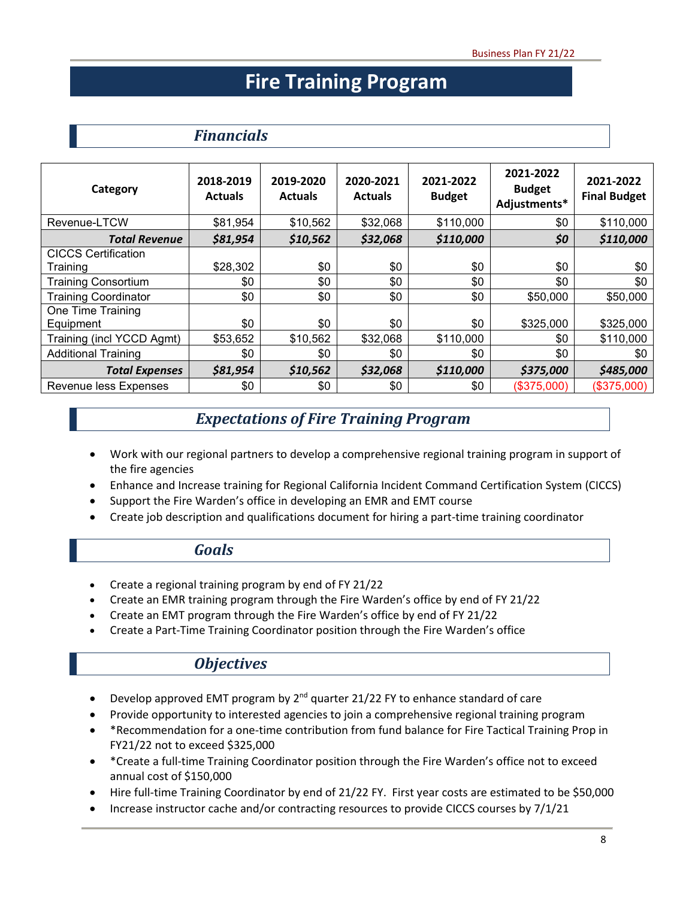# Fire Training Program

## *Financials*

| Category | 2018-2019 Actuals | 2019-2020 Actuals | 2020-2021 Actuals | 2021-2022 Budget | 2021-2022 Budget Adjustments* | 2021-2022 Final Budget |
|---|---|---|---|---|---|---|
| Revenue-LTCW | $81,954 | $10,562 | $32,068 | $110,000 | $0 | $110,000 |
| ***Total Revenue*** | ***$81,954*** | ***$10,562*** | ***$32,068*** | ***$110,000*** | ***$0*** | ***$110,000*** |
| CICCS Certification Training | $28,302 | $0 | $0 | $0 | $0 | $0 |
| Training Consortium | $0 | $0 | $0 | $0 | $0 | $0 |
| Training Coordinator | $0 | $0 | $0 | $0 | $50,000 | $50,000 |
| One Time Training Equipment | $0 | $0 | $0 | $0 | $325,000 | $325,000 |
| Training (incl YCCD Agmt) | $53,652 | $10,562 | $32,068 | $110,000 | $0 | $110,000 |
| Additional Training | $0 | $0 | $0 | $0 | $0 | $0 |
| ***Total Expenses*** | ***$81,954*** | ***$10,562*** | ***$32,068*** | ***$110,000*** | ***$375,000*** | ***$485,000*** |
| Revenue less Expenses | $0 | $0 | $0 | $0 | ($375,000) | ($375,000) |

## *Expectations of Fire Training Program*

- Work with our regional partners to develop a comprehensive regional training program in support of the fire agencies
- Enhance and Increase training for Regional California Incident Command Certification System (CICCS)
- Support the Fire Warden's office in developing an EMR and EMT course
- Create job description and qualifications document for hiring a part-time training coordinator

## *Goals*

- Create a regional training program by end of FY 21/22
- Create an EMR training program through the Fire Warden's office by end of FY 21/22
- Create an EMT program through the Fire Warden's office by end of FY 21/22
- Create a Part-Time Training Coordinator position through the Fire Warden's office

## *Objectives*

- Develop approved EMT program by 2nd quarter 21/22 FY to enhance standard of care
- Provide opportunity to interested agencies to join a comprehensive regional training program
- *Recommendation for a one-time contribution from fund balance for Fire Tactical Training Prop in FY21/22 not to exceed $325,000
- *Create a full-time Training Coordinator position through the Fire Warden's office not to exceed annual cost of $150,000
- Hire full-time Training Coordinator by end of 21/22 FY. First year costs are estimated to be $50,000
- Increase instructor cache and/or contracting resources to provide CICCS courses by 7/1/21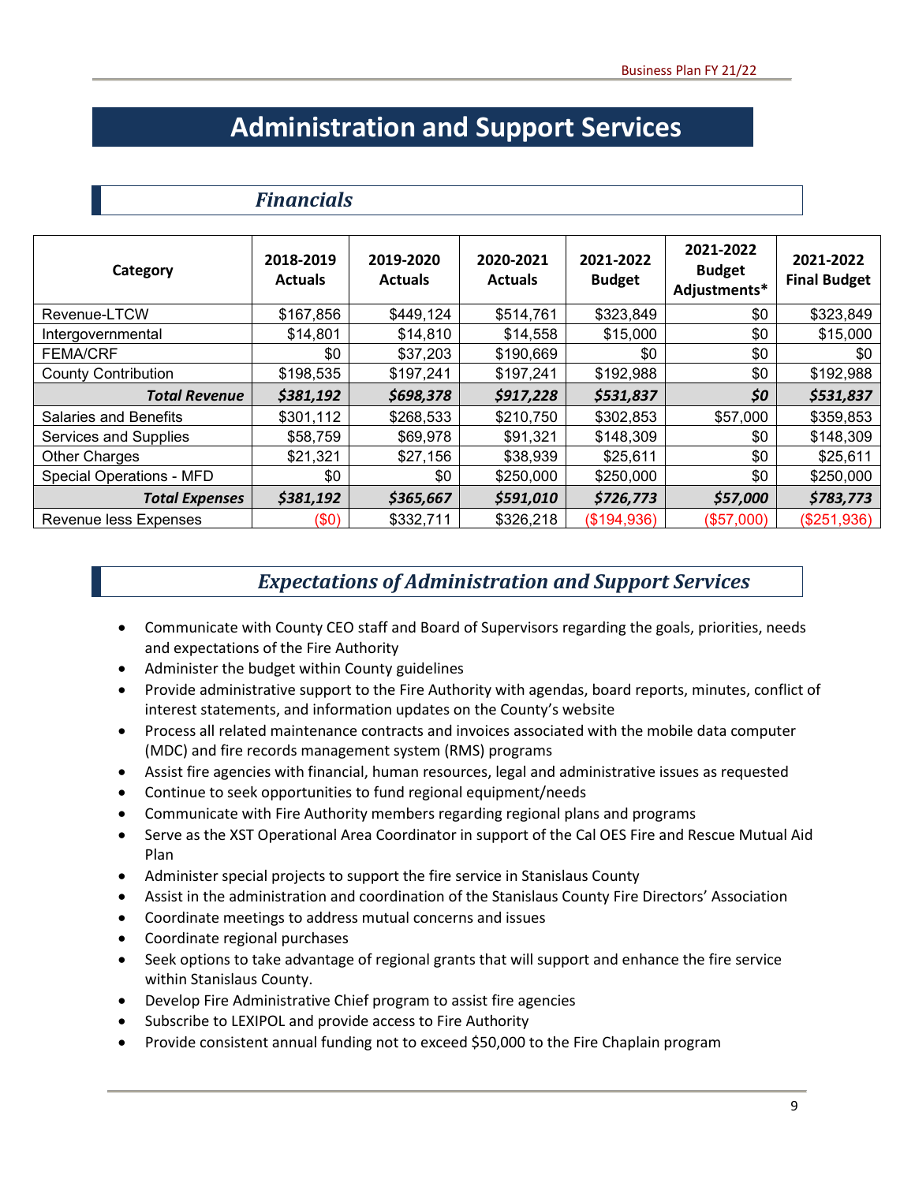# Administration and Support Services

## *Financials*

| Category | 2018-2019 Actuals | 2019-2020 Actuals | 2020-2021 Actuals | 2021-2022 Budget | 2021-2022 Budget Adjustments* | 2021-2022 Final Budget |
|---|---|---|---|---|---|---|
| Revenue-LTCW | $167,856 | $449,124 | $514,761 | $323,849 | $0 | $323,849 |
| Intergovernmental | $14,801 | $14,810 | $14,558 | $15,000 | $0 | $15,000 |
| FEMA/CRF | $0 | $37,203 | $190,669 | $0 | $0 | $0 |
| County Contribution | $198,535 | $197,241 | $197,241 | $192,988 | $0 | $192,988 |
| ***Total Revenue*** | ***$381,192*** | ***$698,378*** | ***$917,228*** | ***$531,837*** | ***$0*** | ***$531,837*** |
| Salaries and Benefits | $301,112 | $268,533 | $210,750 | $302,853 | $57,000 | $359,853 |
| Services and Supplies | $58,759 | $69,978 | $91,321 | $148,309 | $0 | $148,309 |
| Other Charges | $21,321 | $27,156 | $38,939 | $25,611 | $0 | $25,611 |
| Special Operations - MFD | $0 | $0 | $250,000 | $250,000 | $0 | $250,000 |
| ***Total Expenses*** | ***$381,192*** | ***$365,667*** | ***$591,010*** | ***$726,773*** | ***$57,000*** | ***$783,773*** |
| Revenue less Expenses | ($0) | $332,711 | $326,218 | ($194,936) | ($57,000) | ($251,936) |

## *Expectations of Administration and Support Services*

- Communicate with County CEO staff and Board of Supervisors regarding the goals, priorities, needs and expectations of the Fire Authority
- Administer the budget within County guidelines
- Provide administrative support to the Fire Authority with agendas, board reports, minutes, conflict of interest statements, and information updates on the County's website
- Process all related maintenance contracts and invoices associated with the mobile data computer (MDC) and fire records management system (RMS) programs
- Assist fire agencies with financial, human resources, legal and administrative issues as requested
- Continue to seek opportunities to fund regional equipment/needs
- Communicate with Fire Authority members regarding regional plans and programs
- Serve as the XST Operational Area Coordinator in support of the Cal OES Fire and Rescue Mutual Aid Plan
- Administer special projects to support the fire service in Stanislaus County
- Assist in the administration and coordination of the Stanislaus County Fire Directors' Association
- Coordinate meetings to address mutual concerns and issues
- Coordinate regional purchases
- Seek options to take advantage of regional grants that will support and enhance the fire service within Stanislaus County.
- Develop Fire Administrative Chief program to assist fire agencies
- Subscribe to LEXIPOL and provide access to Fire Authority
- Provide consistent annual funding not to exceed $50,000 to the Fire Chaplain program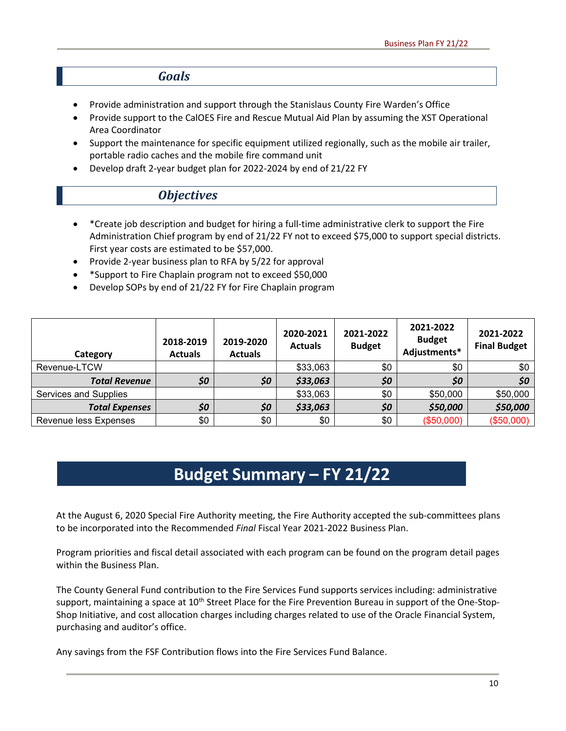## Goals

- Provide administration and support through the Stanislaus County Fire Warden's Office
- Provide support to the CalOES Fire and Rescue Mutual Aid Plan by assuming the XST Operational Area Coordinator
- Support the maintenance for specific equipment utilized regionally, such as the mobile air trailer, portable radio caches and the mobile fire command unit
- Develop draft 2-year budget plan for 2022-2024 by end of 21/22 FY

## Objectives

- *Create job description and budget for hiring a full-time administrative clerk to support the Fire Administration Chief program by end of 21/22 FY not to exceed $75,000 to support special districts. First year costs are estimated to be $57,000.
- Provide 2-year business plan to RFA by 5/22 for approval
- *Support to Fire Chaplain program not to exceed $50,000
- Develop SOPs by end of 21/22 FY for Fire Chaplain program

| Category | 2018-2019 Actuals | 2019-2020 Actuals | 2020-2021 Actuals | 2021-2022 Budget | 2021-2022 Budget Adjustments* | 2021-2022 Final Budget |
|---|---|---|---|---|---|---|
| Revenue-LTCW | | | $33,063 | $0 | $0 | $0 |
| ***Total Revenue*** | ***$0*** | ***$0*** | ***$33,063*** | ***$0*** | ***$0*** | ***$0*** |
| Services and Supplies | | | $33,063 | $0 | $50,000 | $50,000 |
| ***Total Expenses*** | ***$0*** | ***$0*** | ***$33,063*** | ***$0*** | ***$50,000*** | ***$50,000*** |
| Revenue less Expenses | $0 | $0 | $0 | $0 | ($50,000) | ($50,000) |

# Budget Summary – FY 21/22

At the August 6, 2020 Special Fire Authority meeting, the Fire Authority accepted the sub-committees plans to be incorporated into the Recommended *Final* Fiscal Year 2021-2022 Business Plan.

Program priorities and fiscal detail associated with each program can be found on the program detail pages within the Business Plan.

The County General Fund contribution to the Fire Services Fund supports services including: administrative support, maintaining a space at 10th Street Place for the Fire Prevention Bureau in support of the One-Stop-Shop Initiative, and cost allocation charges including charges related to use of the Oracle Financial System, purchasing and auditor's office.

Any savings from the FSF Contribution flows into the Fire Services Fund Balance.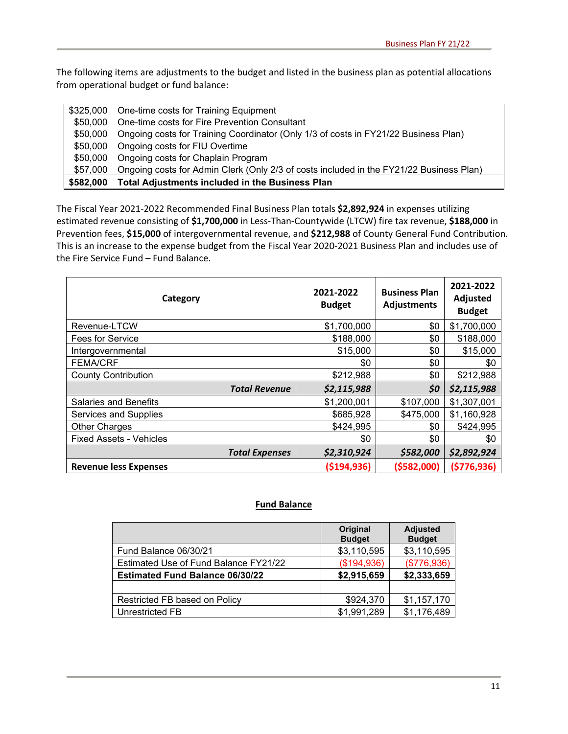The following items are adjustments to the budget and listed in the business plan as potential allocations from operational budget or fund balance:

| | |
|---|---|
| $325,000 | One-time costs for Training Equipment |
| $50,000 | One-time costs for Fire Prevention Consultant |
| $50,000 | Ongoing costs for Training Coordinator (Only 1/3 of costs in FY21/22 Business Plan) |
| $50,000 | Ongoing costs for FIU Overtime |
| $50,000 | Ongoing costs for Chaplain Program |
| $57,000 | Ongoing costs for Admin Clerk (Only 2/3 of costs included in the FY21/22 Business Plan) |
| **$582,000** | **Total Adjustments included in the Business Plan** |

The Fiscal Year 2021-2022 Recommended Final Business Plan totals **$2,892,924** in expenses utilizing estimated revenue consisting of **$1,700,000** in Less-Than-Countywide (LTCW) fire tax revenue, **$188,000** in Prevention fees, **$15,000** of intergovernmental revenue, and **$212,988** of County General Fund Contribution. This is an increase to the expense budget from the Fiscal Year 2020-2021 Business Plan and includes use of the Fire Service Fund – Fund Balance.

| Category | 2021-2022 Budget | Business Plan Adjustments | 2021-2022 Adjusted Budget |
|---|---|---|---|
| Revenue-LTCW | $1,700,000 | $0 | $1,700,000 |
| Fees for Service | $188,000 | $0 | $188,000 |
| Intergovernmental | $15,000 | $0 | $15,000 |
| FEMA/CRF | $0 | $0 | $0 |
| County Contribution | $212,988 | $0 | $212,988 |
| ***Total Revenue*** | ***$2,115,988*** | ***$0*** | ***$2,115,988*** |
| Salaries and Benefits | $1,200,001 | $107,000 | $1,307,001 |
| Services and Supplies | $685,928 | $475,000 | $1,160,928 |
| Other Charges | $424,995 | $0 | $424,995 |
| Fixed Assets - Vehicles | $0 | $0 | $0 |
| ***Total Expenses*** | ***$2,310,924*** | ***$582,000*** | ***$2,892,924*** |
| **Revenue less Expenses** | **($194,936)** | **($582,000)** | **($776,936)** |

**Fund Balance**

| | Original Budget | Adjusted Budget |
|---|---|---|
| Fund Balance 06/30/21 | $3,110,595 | $3,110,595 |
| Estimated Use of Fund Balance FY21/22 | ($194,936) | ($776,936) |
| **Estimated Fund Balance 06/30/22** | **$2,915,659** | **$2,333,659** |
| | | |
| Restricted FB based on Policy | $924,370 | $1,157,170 |
| Unrestricted FB | $1,991,289 | $1,176,489 |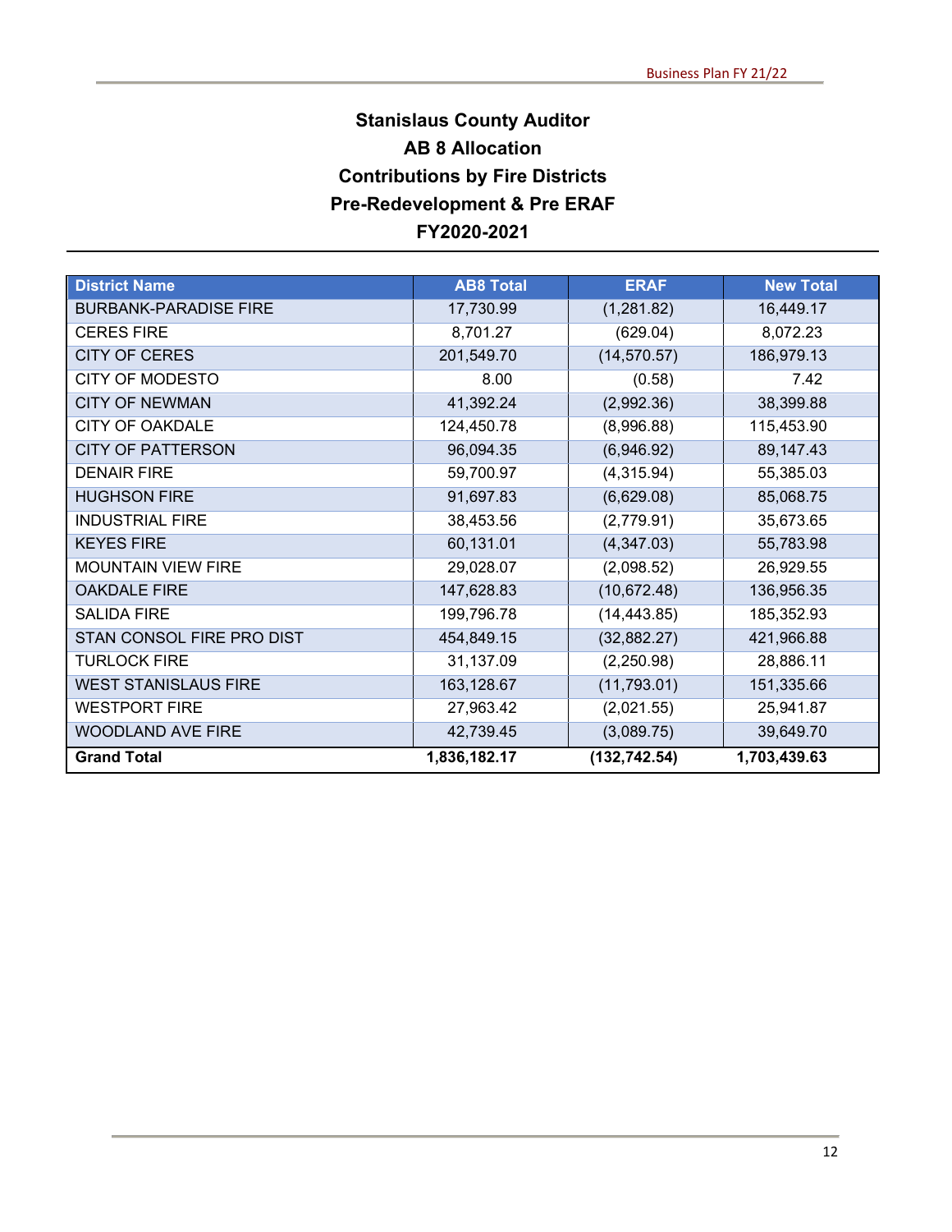# Stanislaus County Auditor
## AB 8 Allocation
## Contributions by Fire Districts
## Pre-Redevelopment & Pre ERAF
## FY2020-2021

| District Name | AB8 Total | ERAF | New Total |
|---|---|---|---|
| BURBANK-PARADISE FIRE | 17,730.99 | (1,281.82) | 16,449.17 |
| CERES FIRE | 8,701.27 | (629.04) | 8,072.23 |
| CITY OF CERES | 201,549.70 | (14,570.57) | 186,979.13 |
| CITY OF MODESTO | 8.00 | (0.58) | 7.42 |
| CITY OF NEWMAN | 41,392.24 | (2,992.36) | 38,399.88 |
| CITY OF OAKDALE | 124,450.78 | (8,996.88) | 115,453.90 |
| CITY OF PATTERSON | 96,094.35 | (6,946.92) | 89,147.43 |
| DENAIR FIRE | 59,700.97 | (4,315.94) | 55,385.03 |
| HUGHSON FIRE | 91,697.83 | (6,629.08) | 85,068.75 |
| INDUSTRIAL FIRE | 38,453.56 | (2,779.91) | 35,673.65 |
| KEYES FIRE | 60,131.01 | (4,347.03) | 55,783.98 |
| MOUNTAIN VIEW FIRE | 29,028.07 | (2,098.52) | 26,929.55 |
| OAKDALE FIRE | 147,628.83 | (10,672.48) | 136,956.35 |
| SALIDA FIRE | 199,796.78 | (14,443.85) | 185,352.93 |
| STAN CONSOL FIRE PRO DIST | 454,849.15 | (32,882.27) | 421,966.88 |
| TURLOCK FIRE | 31,137.09 | (2,250.98) | 28,886.11 |
| WEST STANISLAUS FIRE | 163,128.67 | (11,793.01) | 151,335.66 |
| WESTPORT FIRE | 27,963.42 | (2,021.55) | 25,941.87 |
| WOODLAND AVE FIRE | 42,739.45 | (3,089.75) | 39,649.70 |
| **Grand Total** | **1,836,182.17** | **(132,742.54)** | **1,703,439.63** |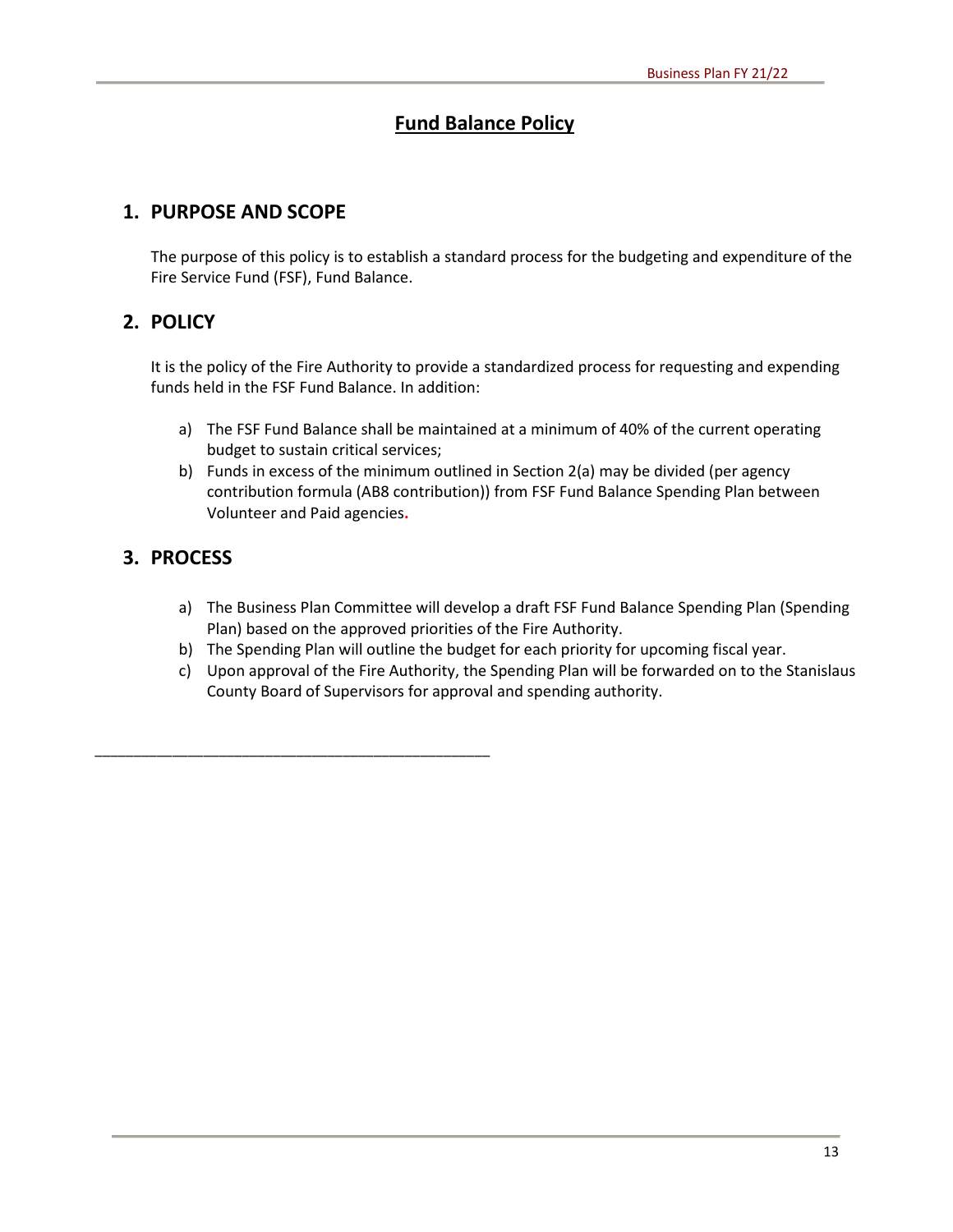# Fund Balance Policy

## 1. PURPOSE AND SCOPE

The purpose of this policy is to establish a standard process for the budgeting and expenditure of the Fire Service Fund (FSF), Fund Balance.

## 2. POLICY

It is the policy of the Fire Authority to provide a standardized process for requesting and expending funds held in the FSF Fund Balance. In addition:

a) The FSF Fund Balance shall be maintained at a minimum of 40% of the current operating budget to sustain critical services;
b) Funds in excess of the minimum outlined in Section 2(a) may be divided (per agency contribution formula (AB8 contribution)) from FSF Fund Balance Spending Plan between Volunteer and Paid agencies.

## 3. PROCESS

a) The Business Plan Committee will develop a draft FSF Fund Balance Spending Plan (Spending Plan) based on the approved priorities of the Fire Authority.
b) The Spending Plan will outline the budget for each priority for upcoming fiscal year.
c) Upon approval of the Fire Authority, the Spending Plan will be forwarded on to the Stanislaus County Board of Supervisors for approval and spending authority.

_______________________________________________